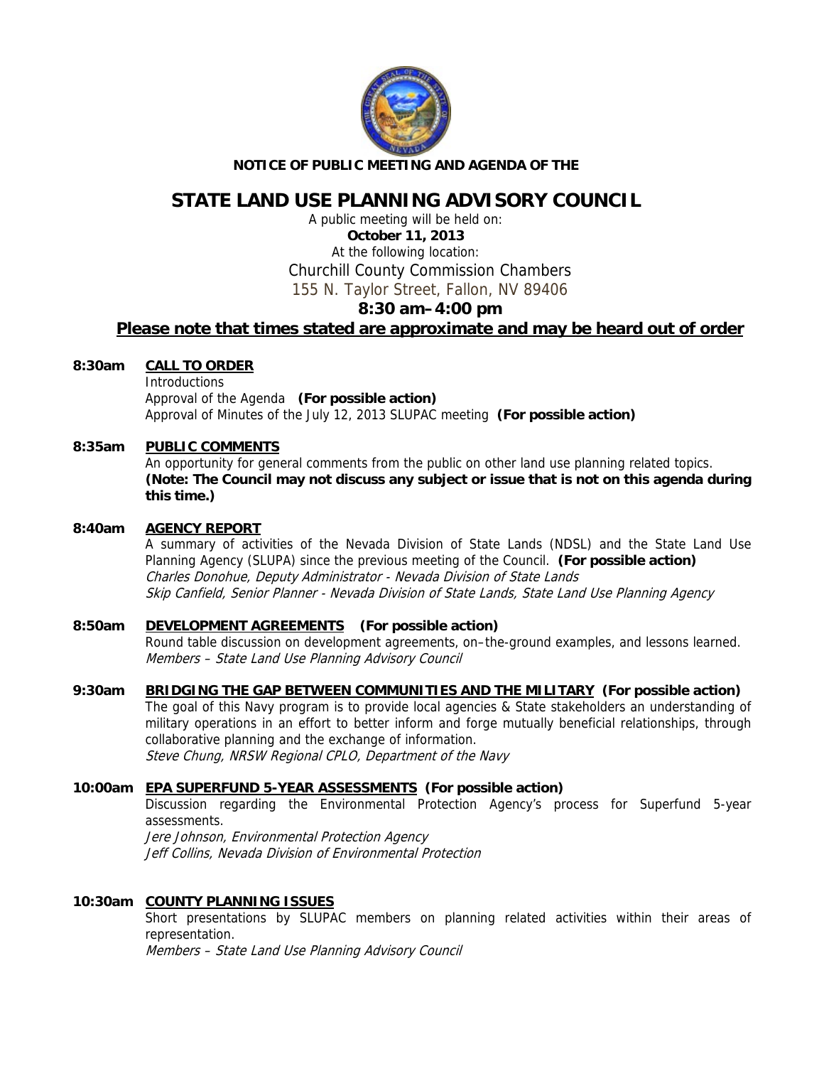**NOTICE OF PUBLIC MEETING AND AGENDA OF THE**

# STATE LAND USE PLANNING ADVISORY COUNCIL

A public meeting will be held on:

**October 11, 2013**

At the following location:

Churchill County Commission Chambers

155 N. Taylor Street, Fallon, NV 89406

## 8:30 am–4:00 pm

**Please note that times stated are approximate and may be heard out of order**

**8:30am CALL TO ORDER**

Introductions

Approval of the Agenda **(For possible action)**

Approval of Minutes of the July 12, 2013 SLUPAC meeting **(For possible action)**

**8:35am PUBLIC COMMENTS**

An opportunity for general comments from the public on other land use planning related topics. **(Note: The Council may not discuss any subject or issue that is not on this agenda during this time.)**

**8:40am AGENCY REPORT**

A summary of activities of the Nevada Division of State Lands (NDSL) and the State Land Use Planning Agency (SLUPA) since the previous meeting of the Council. **(For possible action)**

*Charles Donohue, Deputy Administrator - Nevada Division of State Lands*

*Skip Canfield, Senior Planner - Nevada Division of State Lands, State Land Use Planning Agency*

**8:50am DEVELOPMENT AGREEMENTS (For possible action)**

Round table discussion on development agreements, on–the-ground examples, and lessons learned.

*Members – State Land Use Planning Advisory Council*

**9:30am BRIDGING THE GAP BETWEEN COMMUNITIES AND THE MILITARY (For possible action)**

The goal of this Navy program is to provide local agencies & State stakeholders an understanding of military operations in an effort to better inform and forge mutually beneficial relationships, through collaborative planning and the exchange of information.

*Steve Chung, NRSW Regional CPLO, Department of the Navy*

**10:00am EPA SUPERFUND 5-YEAR ASSESSMENTS (For possible action)**

Discussion regarding the Environmental Protection Agency's process for Superfund 5-year assessments.

*Jere Johnson, Environmental Protection Agency*

*Jeff Collins, Nevada Division of Environmental Protection*

**10:30am COUNTY PLANNING ISSUES**

Short presentations by SLUPAC members on planning related activities within their areas of representation.

*Members – State Land Use Planning Advisory Council*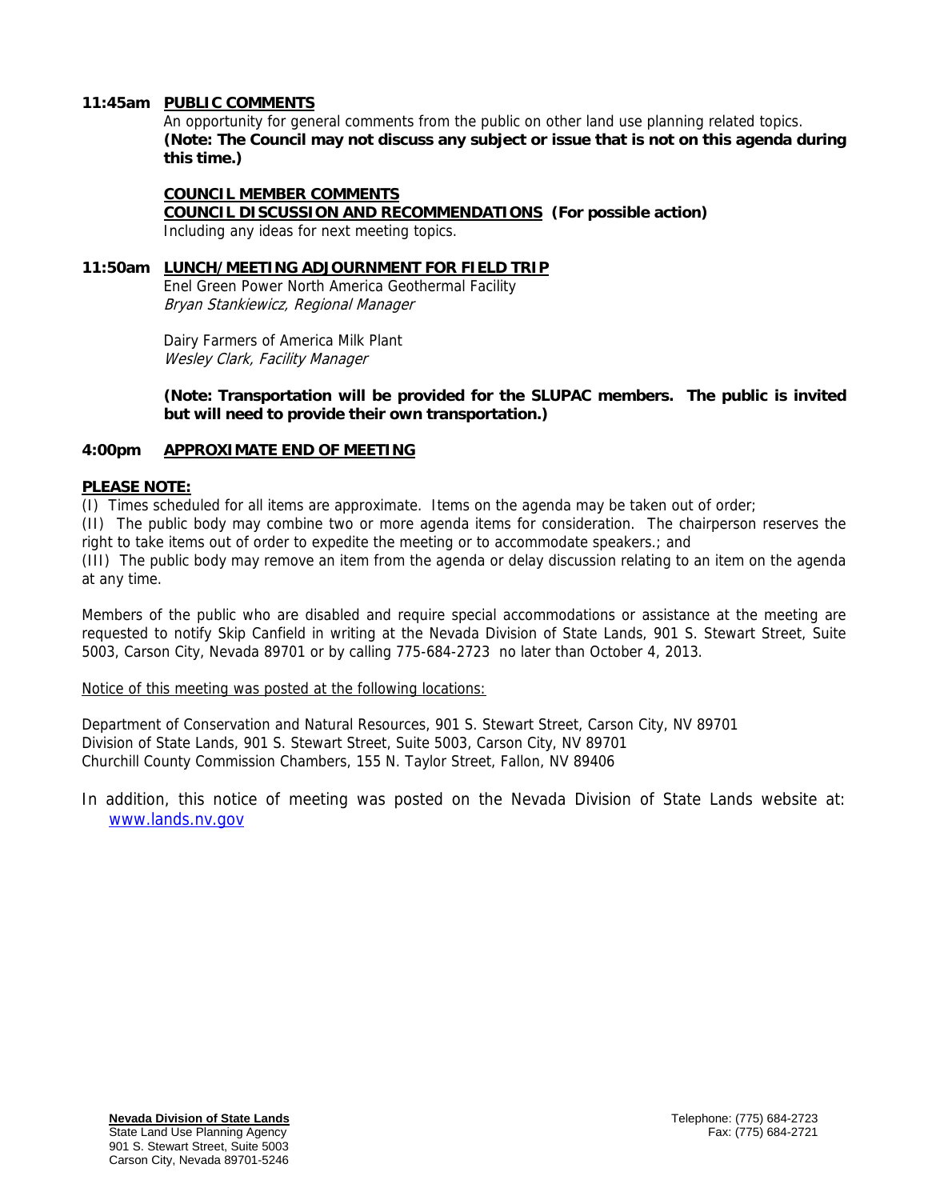**11:45am PUBLIC COMMENTS**

An opportunity for general comments from the public on other land use planning related topics. **(Note: The Council may not discuss any subject or issue that is not on this agenda during this time.)**

**COUNCIL MEMBER COMMENTS**

**COUNCIL DISCUSSION AND RECOMMENDATIONS (For possible action)**

Including any ideas for next meeting topics.

**11:50am LUNCH/MEETING ADJOURNMENT FOR FIELD TRIP**

Enel Green Power North America Geothermal Facility
*Bryan Stankiewicz, Regional Manager*

Dairy Farmers of America Milk Plant
*Wesley Clark, Facility Manager*

**(Note: Transportation will be provided for the SLUPAC members. The public is invited but will need to provide their own transportation.)**

**4:00pm APPROXIMATE END OF MEETING**

**PLEASE NOTE:**

(I) Times scheduled for all items are approximate. Items on the agenda may be taken out of order;
(II) The public body may combine two or more agenda items for consideration. The chairperson reserves the right to take items out of order to expedite the meeting or to accommodate speakers.; and
(III) The public body may remove an item from the agenda or delay discussion relating to an item on the agenda at any time.

Members of the public who are disabled and require special accommodations or assistance at the meeting are requested to notify Skip Canfield in writing at the Nevada Division of State Lands, 901 S. Stewart Street, Suite 5003, Carson City, Nevada 89701 or by calling 775-684-2723 no later than October 4, 2013.

Notice of this meeting was posted at the following locations:

Department of Conservation and Natural Resources, 901 S. Stewart Street, Carson City, NV 89701
Division of State Lands, 901 S. Stewart Street, Suite 5003, Carson City, NV 89701
Churchill County Commission Chambers, 155 N. Taylor Street, Fallon, NV 89406

In addition, this notice of meeting was posted on the Nevada Division of State Lands website at: www.lands.nv.gov

**Nevada Division of State Lands**
State Land Use Planning Agency
901 S. Stewart Street, Suite 5003
Carson City, Nevada 89701-5246

Telephone: (775) 684-2723
Fax: (775) 684-2721